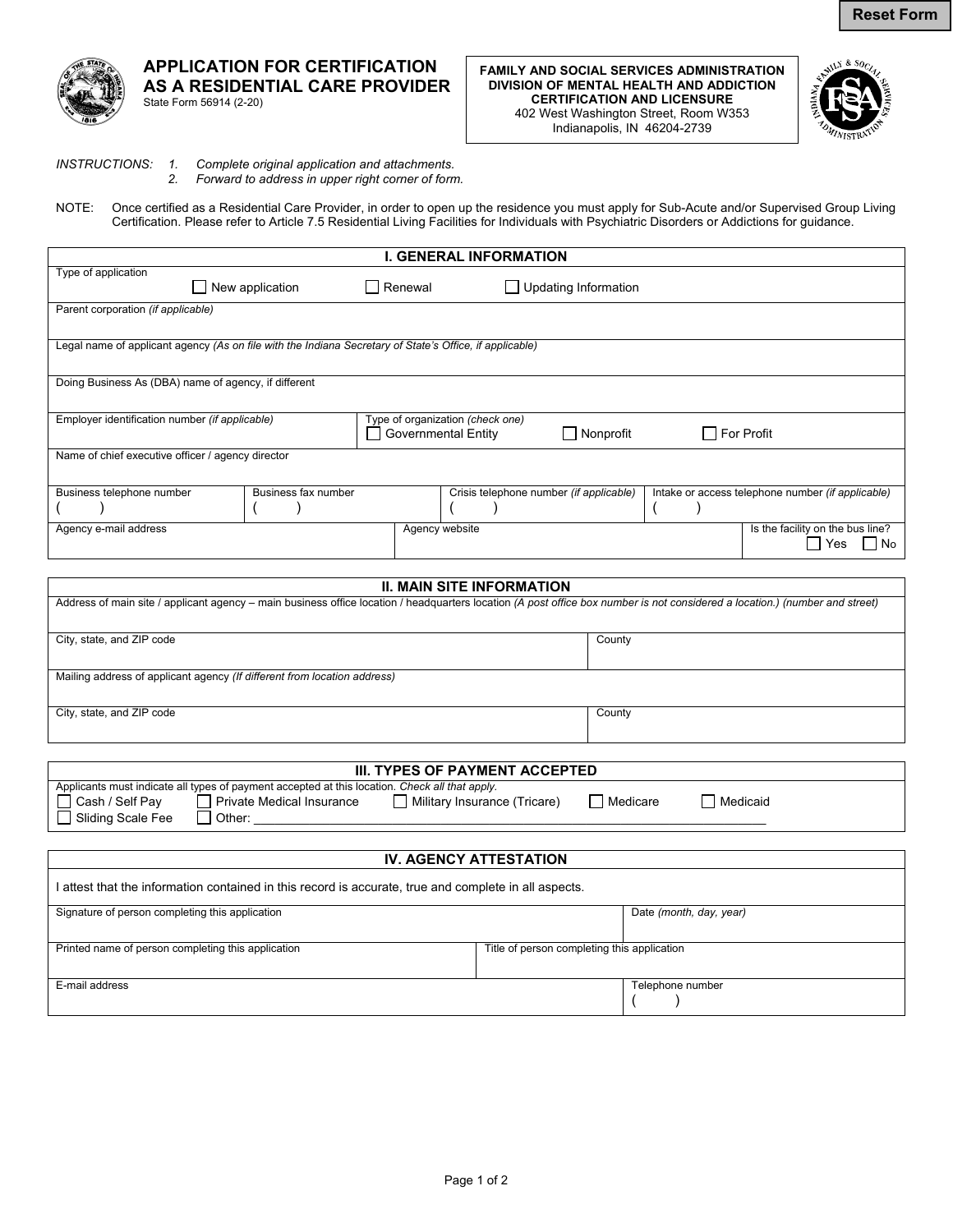Reset Form

# APPLICATION FOR CERTIFICATION AS A RESIDENTIAL CARE PROVIDER

State Form 56914 (2-20)

**FAMILY AND SOCIAL SERVICES ADMINISTRATION**
**DIVISION OF MENTAL HEALTH AND ADDICTION**
**CERTIFICATION AND LICENSURE**
402 West Washington Street, Room W353
Indianapolis, IN 46204-2739

*INSTRUCTIONS: 1. Complete original application and attachments.*
*2. Forward to address in upper right corner of form.*

NOTE: Once certified as a Residential Care Provider, in order to open up the residence you must apply for Sub-Acute and/or Supervised Group Living Certification. Please refer to Article 7.5 Residential Living Facilities for Individuals with Psychiatric Disorders or Addictions for guidance.

## I. GENERAL INFORMATION

| | | | |
|---|---|---|---|
| Type of application ☐ New application ☐ Renewal ☐ Updating Information | | | |
| Parent corporation *(if applicable)* | | | |
| Legal name of applicant agency *(As on file with the Indiana Secretary of State's Office, if applicable)* | | | |
| Doing Business As (DBA) name of agency, if different | | | |
| Employer identification number *(if applicable)* | Type of organization *(check one)* ☐ Governmental Entity ☐ Nonprofit ☐ For Profit | | |
| Name of chief executive officer / agency director | | | |
| Business telephone number ( ) | Business fax number ( ) | Crisis telephone number *(if applicable)* ( ) | Intake or access telephone number *(if applicable)* ( ) |
| Agency e-mail address | Agency website | Is the facility on the bus line? ☐ Yes ☐ No | |

## II. MAIN SITE INFORMATION

| | |
|---|---|
| Address of main site / applicant agency – main business office location / headquarters location *(A post office box number is not considered a location.) (number and street)* | |
| City, state, and ZIP code | County |
| Mailing address of applicant agency *(If different from location address)* | |
| City, state, and ZIP code | County |

## III. TYPES OF PAYMENT ACCEPTED

Applicants must indicate all types of payment accepted at this location. *Check all that apply.*

☐ Cash / Self Pay ☐ Private Medical Insurance ☐ Military Insurance (Tricare) ☐ Medicare ☐ Medicaid
☐ Sliding Scale Fee ☐ Other: ______________________________

## IV. AGENCY ATTESTATION

I attest that the information contained in this record is accurate, true and complete in all aspects.

| | |
|---|---|
| Signature of person completing this application | Date *(month, day, year)* |
| Printed name of person completing this application | Title of person completing this application |
| E-mail address | Telephone number ( ) |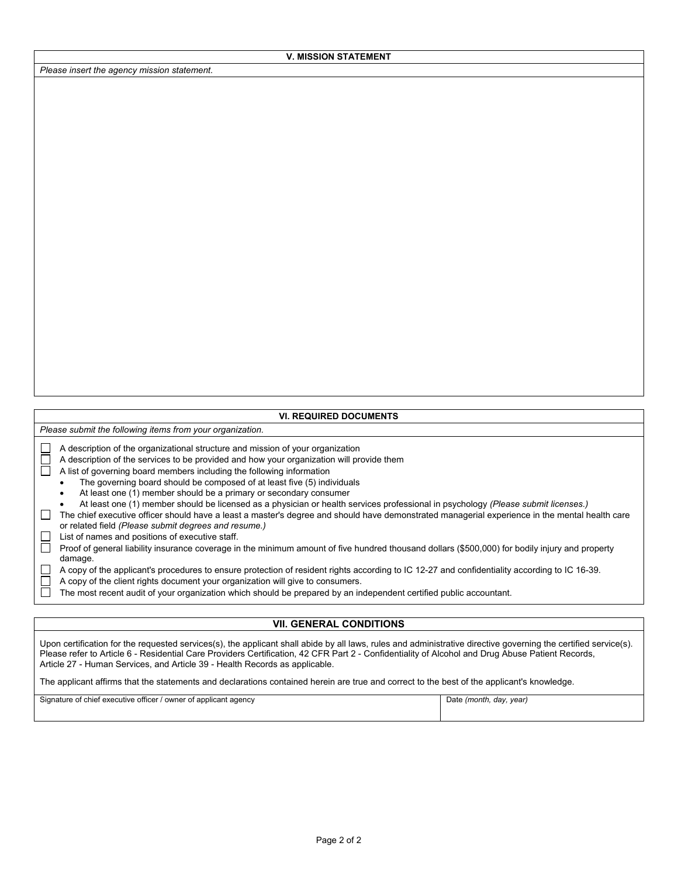## V. MISSION STATEMENT

*Please insert the agency mission statement.*

## VI. REQUIRED DOCUMENTS

*Please submit the following items from your organization.*

- ☐ A description of the organizational structure and mission of your organization
- ☐ A description of the services to be provided and how your organization will provide them
- ☐ A list of governing board members including the following information
  - The governing board should be composed of at least five (5) individuals
  - At least one (1) member should be a primary or secondary consumer
  - At least one (1) member should be licensed as a physician or health services professional in psychology *(Please submit licenses.)*
- ☐ The chief executive officer should have a least a master's degree and should have demonstrated managerial experience in the mental health care or related field *(Please submit degrees and resume.)*
- ☐ List of names and positions of executive staff.
- ☐ Proof of general liability insurance coverage in the minimum amount of five hundred thousand dollars ($500,000) for bodily injury and property damage.
- ☐ A copy of the applicant's procedures to ensure protection of resident rights according to IC 12-27 and confidentiality according to IC 16-39.
- ☐ A copy of the client rights document your organization will give to consumers.
- ☐ The most recent audit of your organization which should be prepared by an independent certified public accountant.

## VII. GENERAL CONDITIONS

Upon certification for the requested services(s), the applicant shall abide by all laws, rules and administrative directive governing the certified service(s). Please refer to Article 6 - Residential Care Providers Certification, 42 CFR Part 2 - Confidentiality of Alcohol and Drug Abuse Patient Records, Article 27 - Human Services, and Article 39 - Health Records as applicable.

The applicant affirms that the statements and declarations contained herein are true and correct to the best of the applicant's knowledge.

| Signature of chief executive officer / owner of applicant agency | Date *(month, day, year)* |
| --- | --- |
| | |